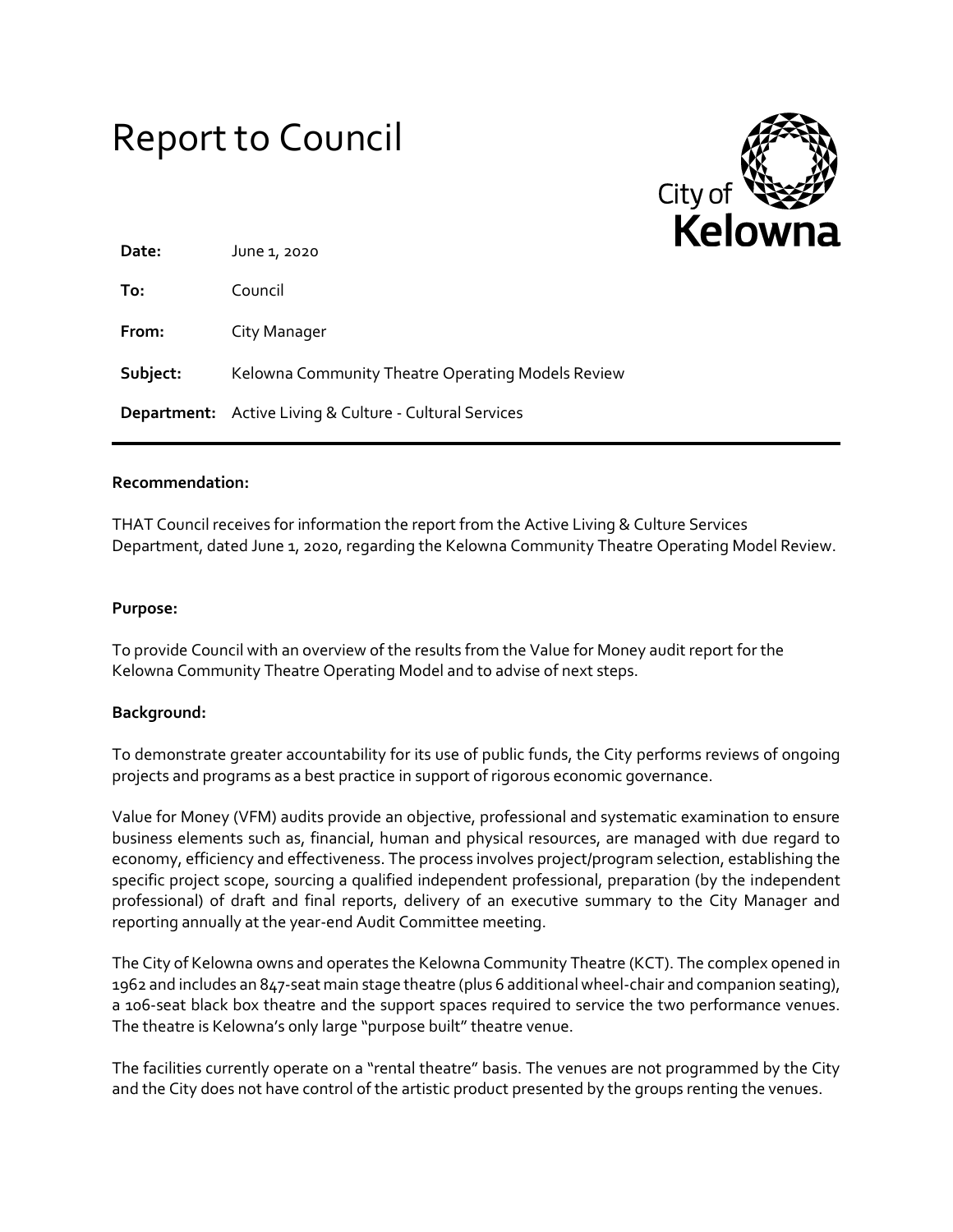# Report to Council

City of Kelowna

| | |
|---|---|
| **Date:** | June 1, 2020 |
| **To:** | Council |
| **From:** | City Manager |
| **Subject:** | Kelowna Community Theatre Operating Models Review |
| **Department:** | Active Living & Culture - Cultural Services |

---

**Recommendation:**

THAT Council receives for information the report from the Active Living & Culture Services Department, dated June 1, 2020, regarding the Kelowna Community Theatre Operating Model Review.

**Purpose:**

To provide Council with an overview of the results from the Value for Money audit report for the Kelowna Community Theatre Operating Model and to advise of next steps.

**Background:**

To demonstrate greater accountability for its use of public funds, the City performs reviews of ongoing projects and programs as a best practice in support of rigorous economic governance.

Value for Money (VFM) audits provide an objective, professional and systematic examination to ensure business elements such as, financial, human and physical resources, are managed with due regard to economy, efficiency and effectiveness. The process involves project/program selection, establishing the specific project scope, sourcing a qualified independent professional, preparation (by the independent professional) of draft and final reports, delivery of an executive summary to the City Manager and reporting annually at the year-end Audit Committee meeting.

The City of Kelowna owns and operates the Kelowna Community Theatre (KCT). The complex opened in 1962 and includes an 847-seat main stage theatre (plus 6 additional wheel-chair and companion seating), a 106-seat black box theatre and the support spaces required to service the two performance venues. The theatre is Kelowna's only large "purpose built" theatre venue.

The facilities currently operate on a "rental theatre" basis. The venues are not programmed by the City and the City does not have control of the artistic product presented by the groups renting the venues.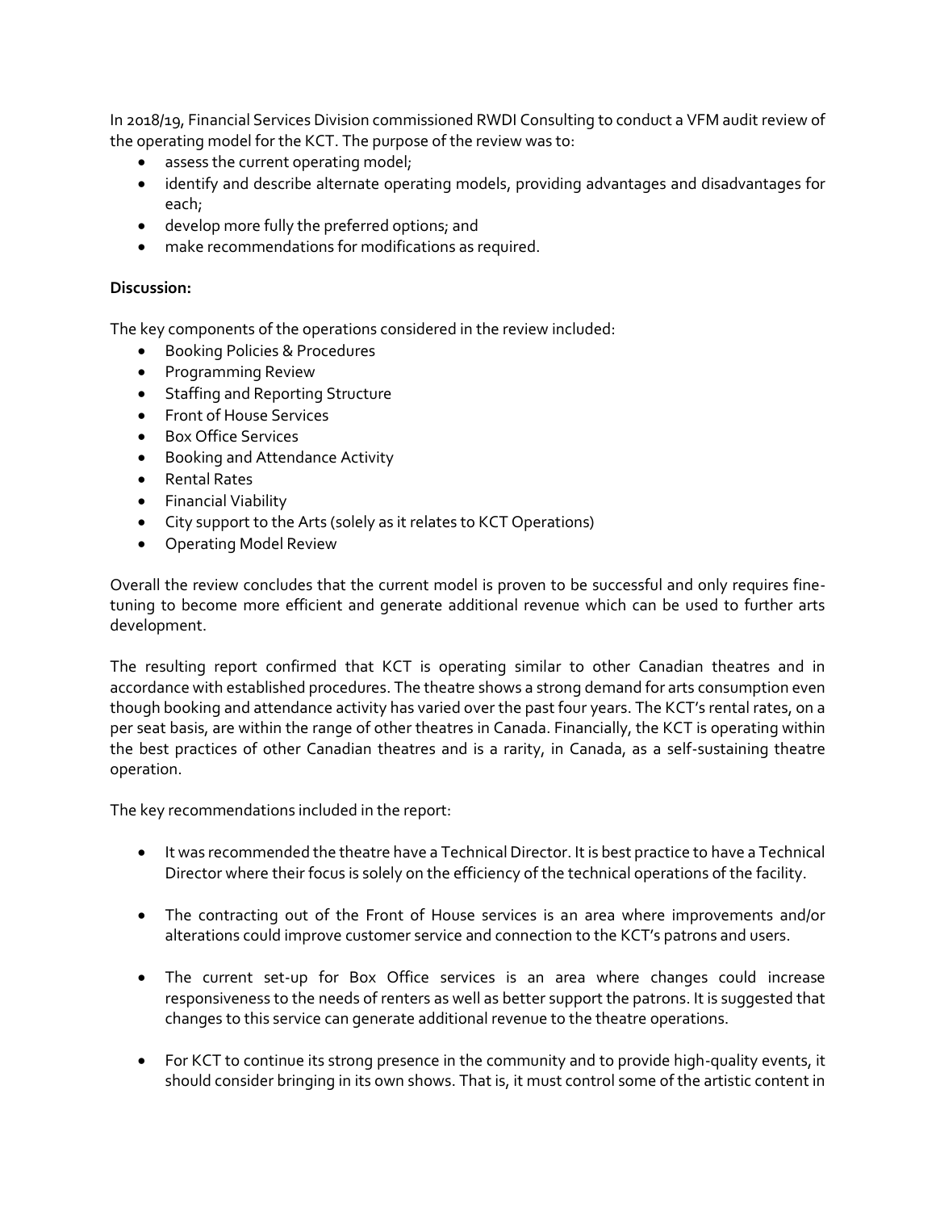In 2018/19, Financial Services Division commissioned RWDI Consulting to conduct a VFM audit review of the operating model for the KCT. The purpose of the review was to:

- assess the current operating model;
- identify and describe alternate operating models, providing advantages and disadvantages for each;
- develop more fully the preferred options; and
- make recommendations for modifications as required.

**Discussion:**

The key components of the operations considered in the review included:

- Booking Policies & Procedures
- Programming Review
- Staffing and Reporting Structure
- Front of House Services
- Box Office Services
- Booking and Attendance Activity
- Rental Rates
- Financial Viability
- City support to the Arts (solely as it relates to KCT Operations)
- Operating Model Review

Overall the review concludes that the current model is proven to be successful and only requires fine-tuning to become more efficient and generate additional revenue which can be used to further arts development.

The resulting report confirmed that KCT is operating similar to other Canadian theatres and in accordance with established procedures. The theatre shows a strong demand for arts consumption even though booking and attendance activity has varied over the past four years. The KCT's rental rates, on a per seat basis, are within the range of other theatres in Canada. Financially, the KCT is operating within the best practices of other Canadian theatres and is a rarity, in Canada, as a self-sustaining theatre operation.

The key recommendations included in the report:

- It was recommended the theatre have a Technical Director. It is best practice to have a Technical Director where their focus is solely on the efficiency of the technical operations of the facility.

- The contracting out of the Front of House services is an area where improvements and/or alterations could improve customer service and connection to the KCT's patrons and users.

- The current set-up for Box Office services is an area where changes could increase responsiveness to the needs of renters as well as better support the patrons. It is suggested that changes to this service can generate additional revenue to the theatre operations.

- For KCT to continue its strong presence in the community and to provide high-quality events, it should consider bringing in its own shows. That is, it must control some of the artistic content in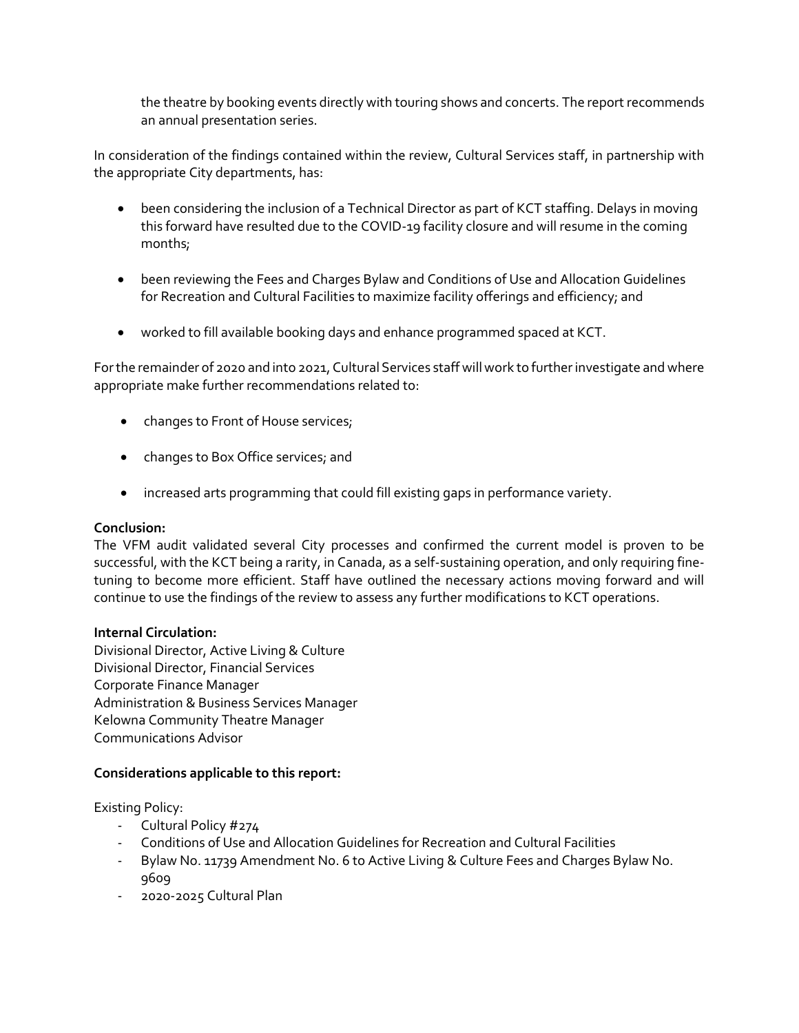the theatre by booking events directly with touring shows and concerts. The report recommends an annual presentation series.

In consideration of the findings contained within the review, Cultural Services staff, in partnership with the appropriate City departments, has:

- been considering the inclusion of a Technical Director as part of KCT staffing. Delays in moving this forward have resulted due to the COVID-19 facility closure and will resume in the coming months;

- been reviewing the Fees and Charges Bylaw and Conditions of Use and Allocation Guidelines for Recreation and Cultural Facilities to maximize facility offerings and efficiency; and

- worked to fill available booking days and enhance programmed spaced at KCT.

For the remainder of 2020 and into 2021, Cultural Services staff will work to further investigate and where appropriate make further recommendations related to:

- changes to Front of House services;

- changes to Box Office services; and

- increased arts programming that could fill existing gaps in performance variety.

**Conclusion:**
The VFM audit validated several City processes and confirmed the current model is proven to be successful, with the KCT being a rarity, in Canada, as a self-sustaining operation, and only requiring fine-tuning to become more efficient. Staff have outlined the necessary actions moving forward and will continue to use the findings of the review to assess any further modifications to KCT operations.

**Internal Circulation:**
Divisional Director, Active Living & Culture
Divisional Director, Financial Services
Corporate Finance Manager
Administration & Business Services Manager
Kelowna Community Theatre Manager
Communications Advisor

**Considerations applicable to this report:**

Existing Policy:

- Cultural Policy #274
- Conditions of Use and Allocation Guidelines for Recreation and Cultural Facilities
- Bylaw No. 11739 Amendment No. 6 to Active Living & Culture Fees and Charges Bylaw No. 9609
- 2020-2025 Cultural Plan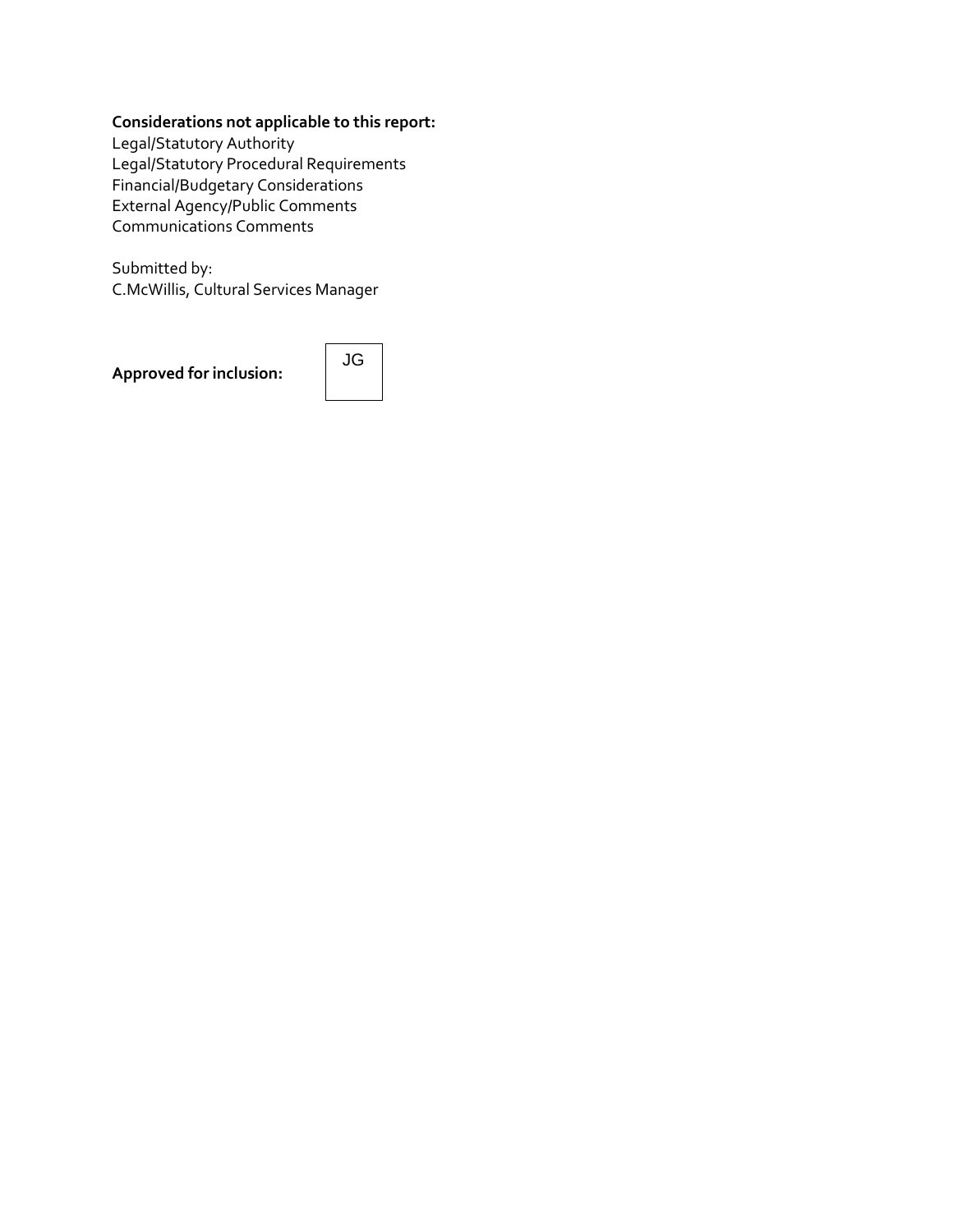**Considerations not applicable to this report:**
Legal/Statutory Authority
Legal/Statutory Procedural Requirements
Financial/Budgetary Considerations
External Agency/Public Comments
Communications Comments

Submitted by:
C.McWillis, Cultural Services Manager

**Approved for inclusion:** JG